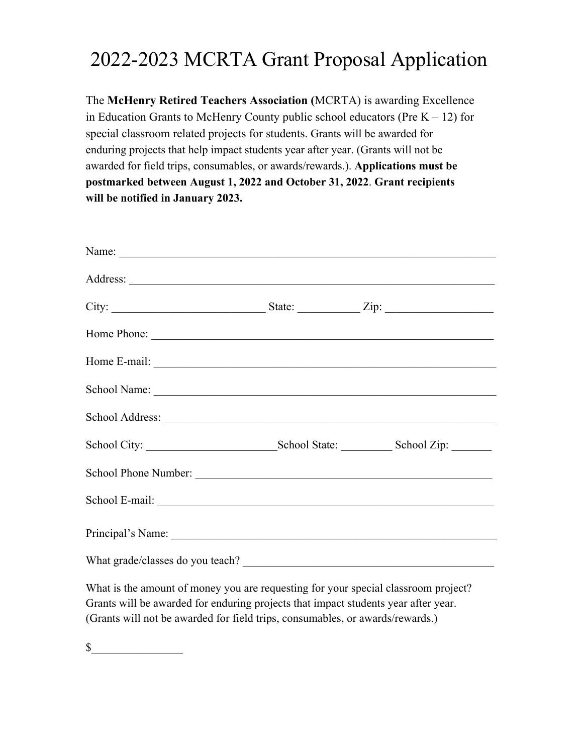# 2022-2023 MCRTA Grant Proposal Application

The **McHenry Retired Teachers Association (**MCRTA) is awarding Excellence in Education Grants to McHenry County public school educators (Pre K – 12) for special classroom related projects for students. Grants will be awarded for enduring projects that help impact students year after year. (Grants will not be awarded for field trips, consumables, or awards/rewards.). **Applications must be postmarked between August 1, 2022 and October 31, 2022**. **Grant recipients will be notified in January 2023.**

Name: ____________________________________________________________________

Address: __________________________________________________________________

City: ___________________________ State: ___________ Zip: ___________________

Home Phone: _______________________________________________________________

Home E-mail: ______________________________________________________________

School Name: ______________________________________________________________

School Address: ____________________________________________________________

School City: _______________________School State: _________ School Zip: _______

School Phone Number: _______________________________________________________

School E-mail: _____________________________________________________________

Principal's Name: ___________________________________________________________

What grade/classes do you teach? _____________________________________________

What is the amount of money you are requesting for your special classroom project? Grants will be awarded for enduring projects that impact students year after year. (Grants will not be awarded for field trips, consumables, or awards/rewards.)

$_______________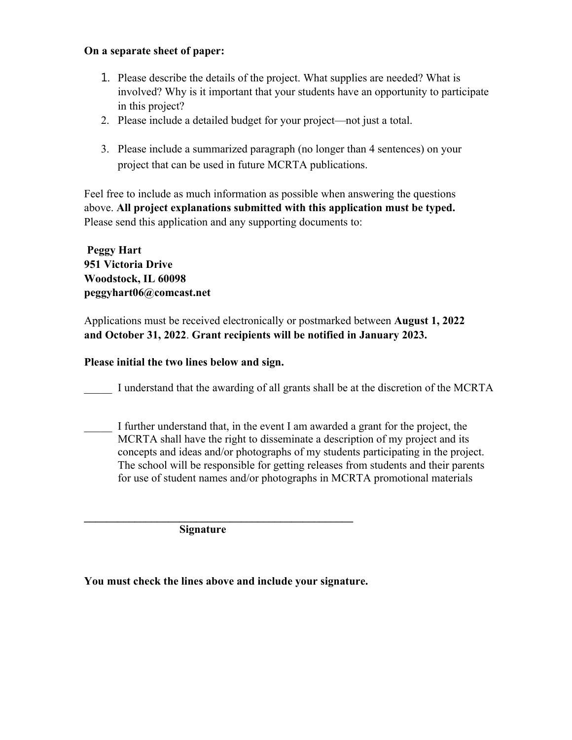**On a separate sheet of paper:**

1. Please describe the details of the project. What supplies are needed? What is involved? Why is it important that your students have an opportunity to participate in this project?
2. Please include a detailed budget for your project—not just a total.
3. Please include a summarized paragraph (no longer than 4 sentences) on your project that can be used in future MCRTA publications.

Feel free to include as much information as possible when answering the questions above. **All project explanations submitted with this application must be typed.** Please send this application and any supporting documents to:

**Peggy Hart**
**951 Victoria Drive**
**Woodstock, IL 60098**
**peggyhart06@comcast.net**

Applications must be received electronically or postmarked between **August 1, 2022 and October 31, 2022**. **Grant recipients will be notified in January 2023.**

**Please initial the two lines below and sign.**

_____ I understand that the awarding of all grants shall be at the discretion of the MCRTA

_____ I further understand that, in the event I am awarded a grant for the project, the MCRTA shall have the right to disseminate a description of my project and its concepts and ideas and/or photographs of my students participating in the project. The school will be responsible for getting releases from students and their parents for use of student names and/or photographs in MCRTA promotional materials

_____________________________________________________
**Signature**

**You must check the lines above and include your signature.**